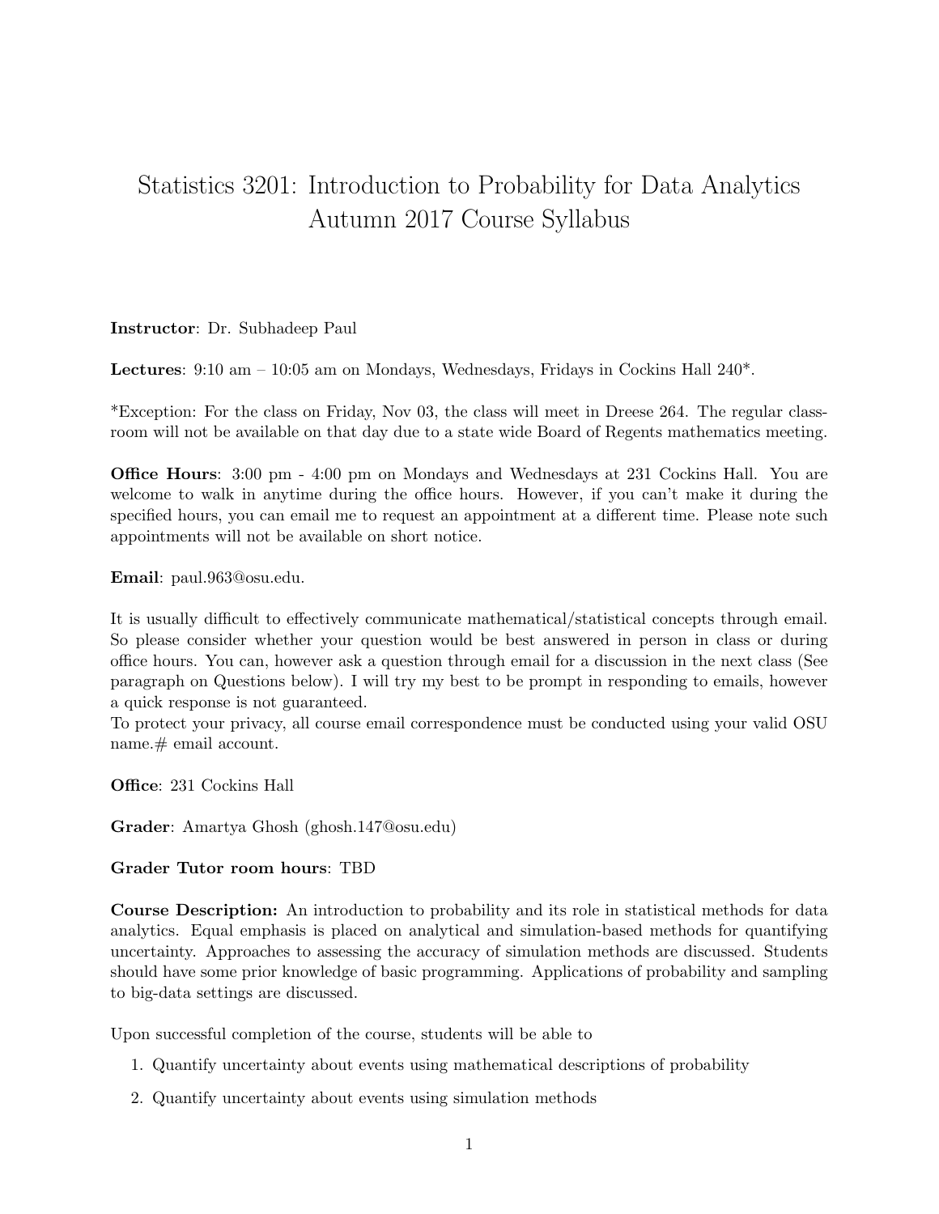# Statistics 3201: Introduction to Probability for Data Analytics
## Autumn 2017 Course Syllabus

**Instructor**: Dr. Subhadeep Paul

**Lectures**: 9:10 am – 10:05 am on Mondays, Wednesdays, Fridays in Cockins Hall 240*.

*Exception: For the class on Friday, Nov 03, the class will meet in Dreese 264. The regular classroom will not be available on that day due to a state wide Board of Regents mathematics meeting.

**Office Hours**: 3:00 pm - 4:00 pm on Mondays and Wednesdays at 231 Cockins Hall. You are welcome to walk in anytime during the office hours. However, if you can't make it during the specified hours, you can email me to request an appointment at a different time. Please note such appointments will not be available on short notice.

**Email**: paul.963@osu.edu.

It is usually difficult to effectively communicate mathematical/statistical concepts through email. So please consider whether your question would be best answered in person in class or during office hours. You can, however ask a question through email for a discussion in the next class (See paragraph on Questions below). I will try my best to be prompt in responding to emails, however a quick response is not guaranteed.
To protect your privacy, all course email correspondence must be conducted using your valid OSU name.# email account.

**Office**: 231 Cockins Hall

**Grader**: Amartya Ghosh (ghosh.147@osu.edu)

**Grader Tutor room hours**: TBD

**Course Description:** An introduction to probability and its role in statistical methods for data analytics. Equal emphasis is placed on analytical and simulation-based methods for quantifying uncertainty. Approaches to assessing the accuracy of simulation methods are discussed. Students should have some prior knowledge of basic programming. Applications of probability and sampling to big-data settings are discussed.

Upon successful completion of the course, students will be able to

1. Quantify uncertainty about events using mathematical descriptions of probability
2. Quantify uncertainty about events using simulation methods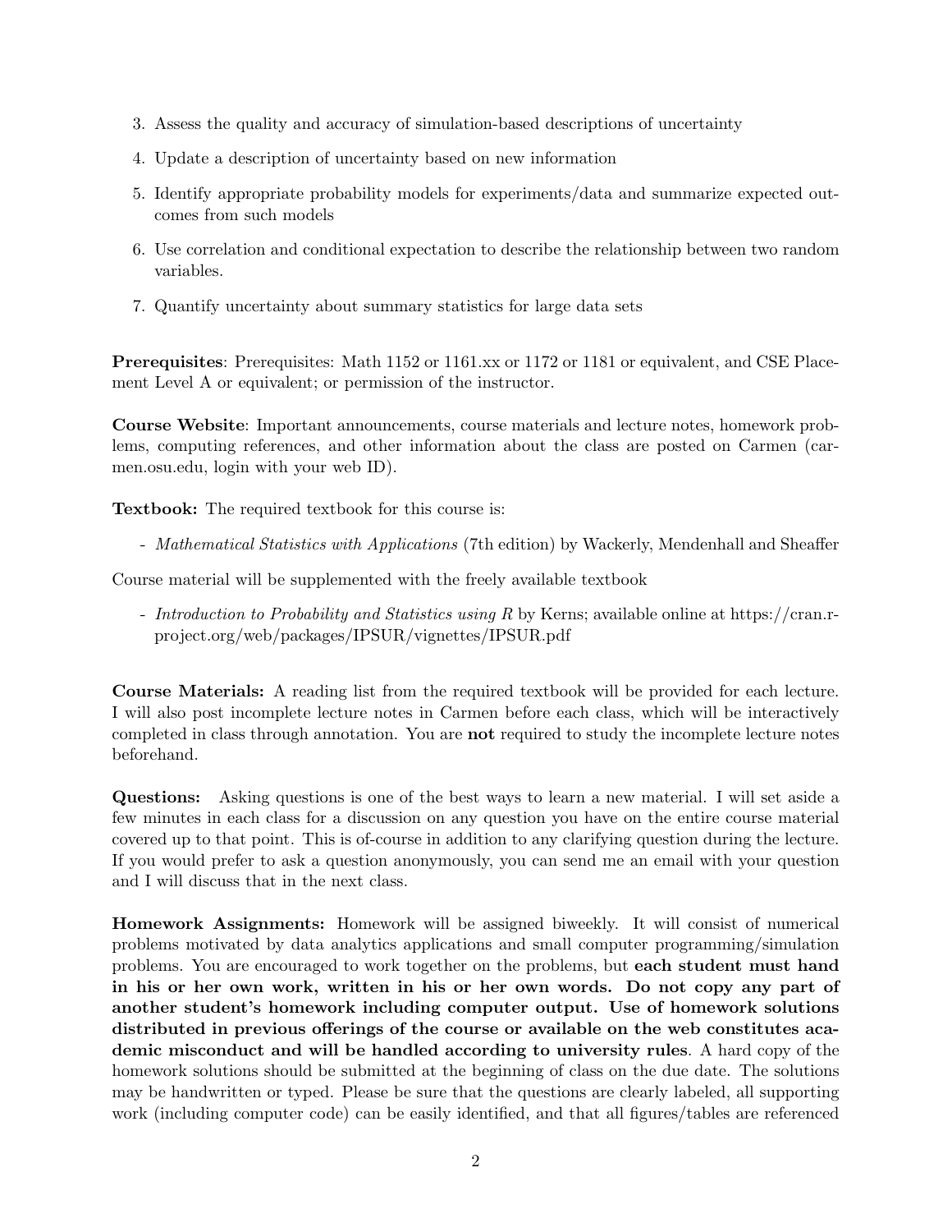3. Assess the quality and accuracy of simulation-based descriptions of uncertainty
4. Update a description of uncertainty based on new information
5. Identify appropriate probability models for experiments/data and summarize expected outcomes from such models
6. Use correlation and conditional expectation to describe the relationship between two random variables.
7. Quantify uncertainty about summary statistics for large data sets

**Prerequisites**: Prerequisites: Math 1152 or 1161.xx or 1172 or 1181 or equivalent, and CSE Placement Level A or equivalent; or permission of the instructor.

**Course Website**: Important announcements, course materials and lecture notes, homework problems, computing references, and other information about the class are posted on Carmen (carmen.osu.edu, login with your web ID).

**Textbook:** The required textbook for this course is:

- *Mathematical Statistics with Applications* (7th edition) by Wackerly, Mendenhall and Sheaffer

Course material will be supplemented with the freely available textbook

- *Introduction to Probability and Statistics using R* by Kerns; available online at https://cran.r-project.org/web/packages/IPSUR/vignettes/IPSUR.pdf

**Course Materials:** A reading list from the required textbook will be provided for each lecture. I will also post incomplete lecture notes in Carmen before each class, which will be interactively completed in class through annotation. You are **not** required to study the incomplete lecture notes beforehand.

**Questions:** Asking questions is one of the best ways to learn a new material. I will set aside a few minutes in each class for a discussion on any question you have on the entire course material covered up to that point. This is of-course in addition to any clarifying question during the lecture. If you would prefer to ask a question anonymously, you can send me an email with your question and I will discuss that in the next class.

**Homework Assignments:** Homework will be assigned biweekly. It will consist of numerical problems motivated by data analytics applications and small computer programming/simulation problems. You are encouraged to work together on the problems, but **each student must hand in his or her own work, written in his or her own words. Do not copy any part of another student's homework including computer output. Use of homework solutions distributed in previous offerings of the course or available on the web constitutes academic misconduct and will be handled according to university rules**. A hard copy of the homework solutions should be submitted at the beginning of class on the due date. The solutions may be handwritten or typed. Please be sure that the questions are clearly labeled, all supporting work (including computer code) can be easily identified, and that all figures/tables are referenced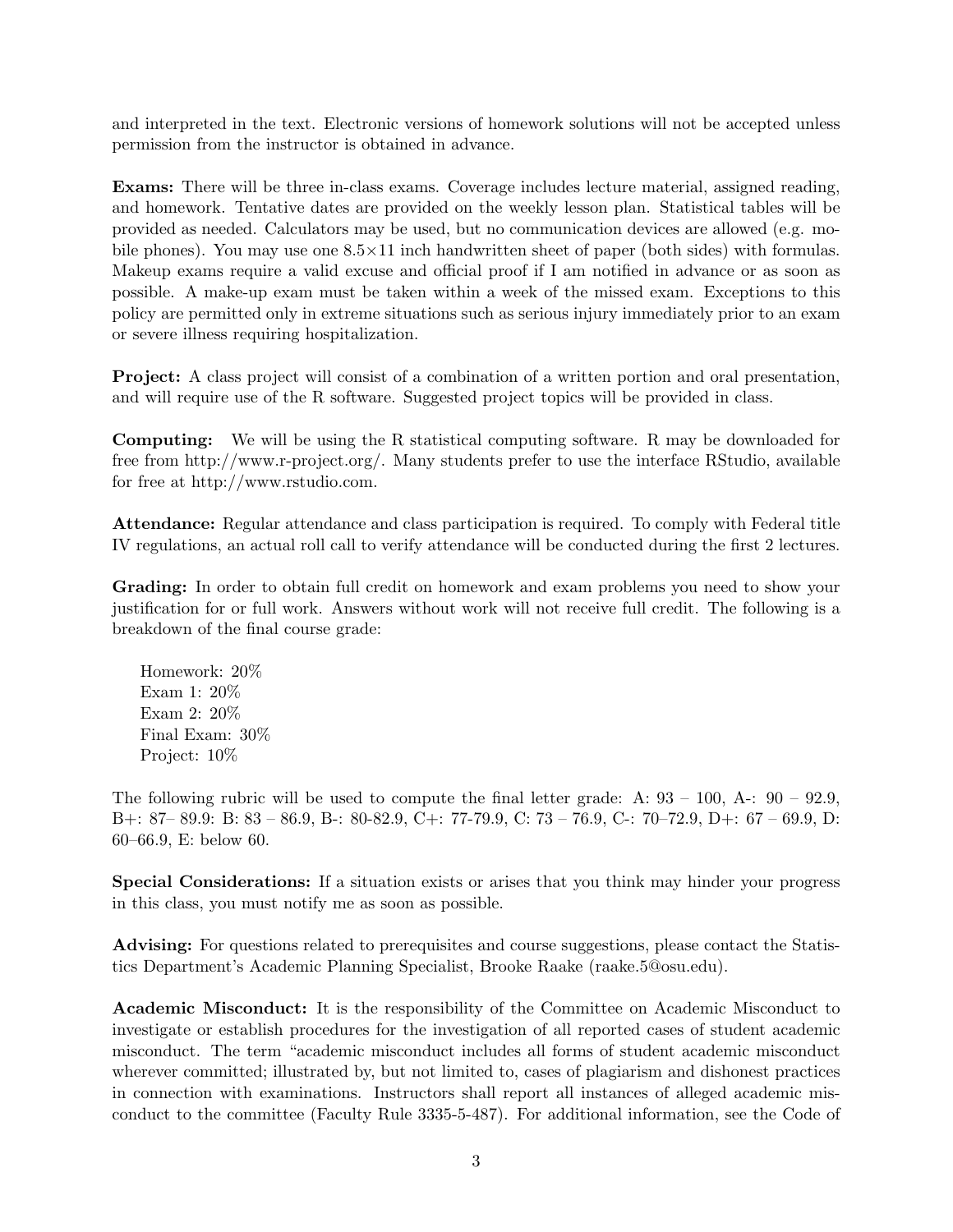and interpreted in the text. Electronic versions of homework solutions will not be accepted unless permission from the instructor is obtained in advance.

**Exams:** There will be three in-class exams. Coverage includes lecture material, assigned reading, and homework. Tentative dates are provided on the weekly lesson plan. Statistical tables will be provided as needed. Calculators may be used, but no communication devices are allowed (e.g. mobile phones). You may use one 8.5×11 inch handwritten sheet of paper (both sides) with formulas. Makeup exams require a valid excuse and official proof if I am notified in advance or as soon as possible. A make-up exam must be taken within a week of the missed exam. Exceptions to this policy are permitted only in extreme situations such as serious injury immediately prior to an exam or severe illness requiring hospitalization.

**Project:** A class project will consist of a combination of a written portion and oral presentation, and will require use of the R software. Suggested project topics will be provided in class.

**Computing:** We will be using the R statistical computing software. R may be downloaded for free from http://www.r-project.org/. Many students prefer to use the interface RStudio, available for free at http://www.rstudio.com.

**Attendance:** Regular attendance and class participation is required. To comply with Federal title IV regulations, an actual roll call to verify attendance will be conducted during the first 2 lectures.

**Grading:** In order to obtain full credit on homework and exam problems you need to show your justification for or full work. Answers without work will not receive full credit. The following is a breakdown of the final course grade:

Homework: 20%
Exam 1: 20%
Exam 2: 20%
Final Exam: 30%
Project: 10%

The following rubric will be used to compute the final letter grade: A: 93 – 100, A-: 90 – 92.9, B+: 87– 89.9: B: 83 – 86.9, B-: 80-82.9, C+: 77-79.9, C: 73 – 76.9, C-: 70–72.9, D+: 67 – 69.9, D: 60–66.9, E: below 60.

**Special Considerations:** If a situation exists or arises that you think may hinder your progress in this class, you must notify me as soon as possible.

**Advising:** For questions related to prerequisites and course suggestions, please contact the Statistics Department's Academic Planning Specialist, Brooke Raake (raake.5@osu.edu).

**Academic Misconduct:** It is the responsibility of the Committee on Academic Misconduct to investigate or establish procedures for the investigation of all reported cases of student academic misconduct. The term "academic misconduct includes all forms of student academic misconduct wherever committed; illustrated by, but not limited to, cases of plagiarism and dishonest practices in connection with examinations. Instructors shall report all instances of alleged academic misconduct to the committee (Faculty Rule 3335-5-487). For additional information, see the Code of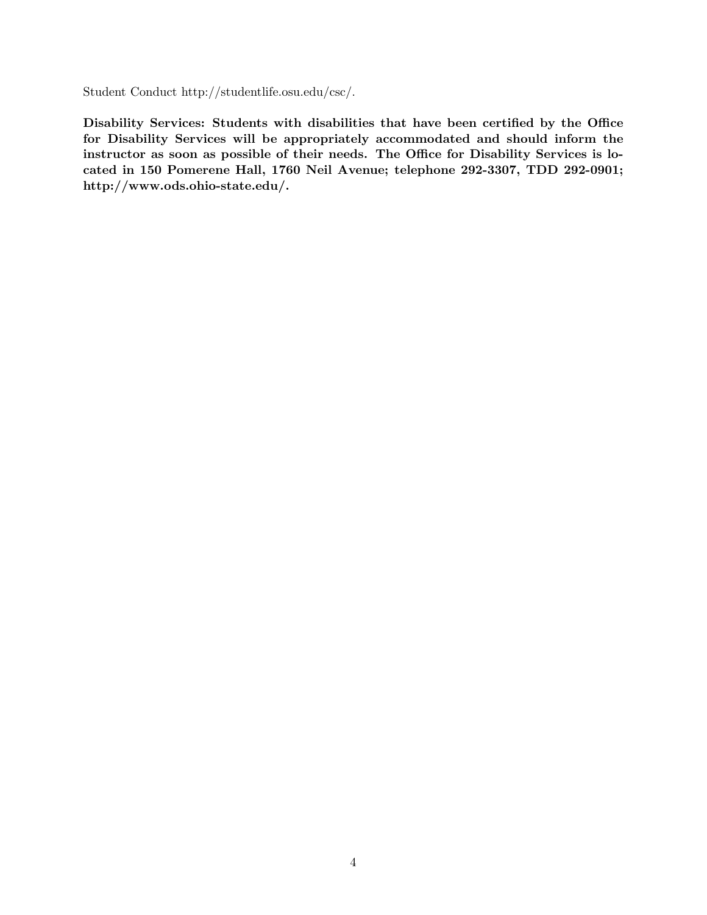Student Conduct http://studentlife.osu.edu/csc/.

**Disability Services: Students with disabilities that have been certified by the Office for Disability Services will be appropriately accommodated and should inform the instructor as soon as possible of their needs. The Office for Disability Services is located in 150 Pomerene Hall, 1760 Neil Avenue; telephone 292-3307, TDD 292-0901; http://www.ods.ohio-state.edu/.**